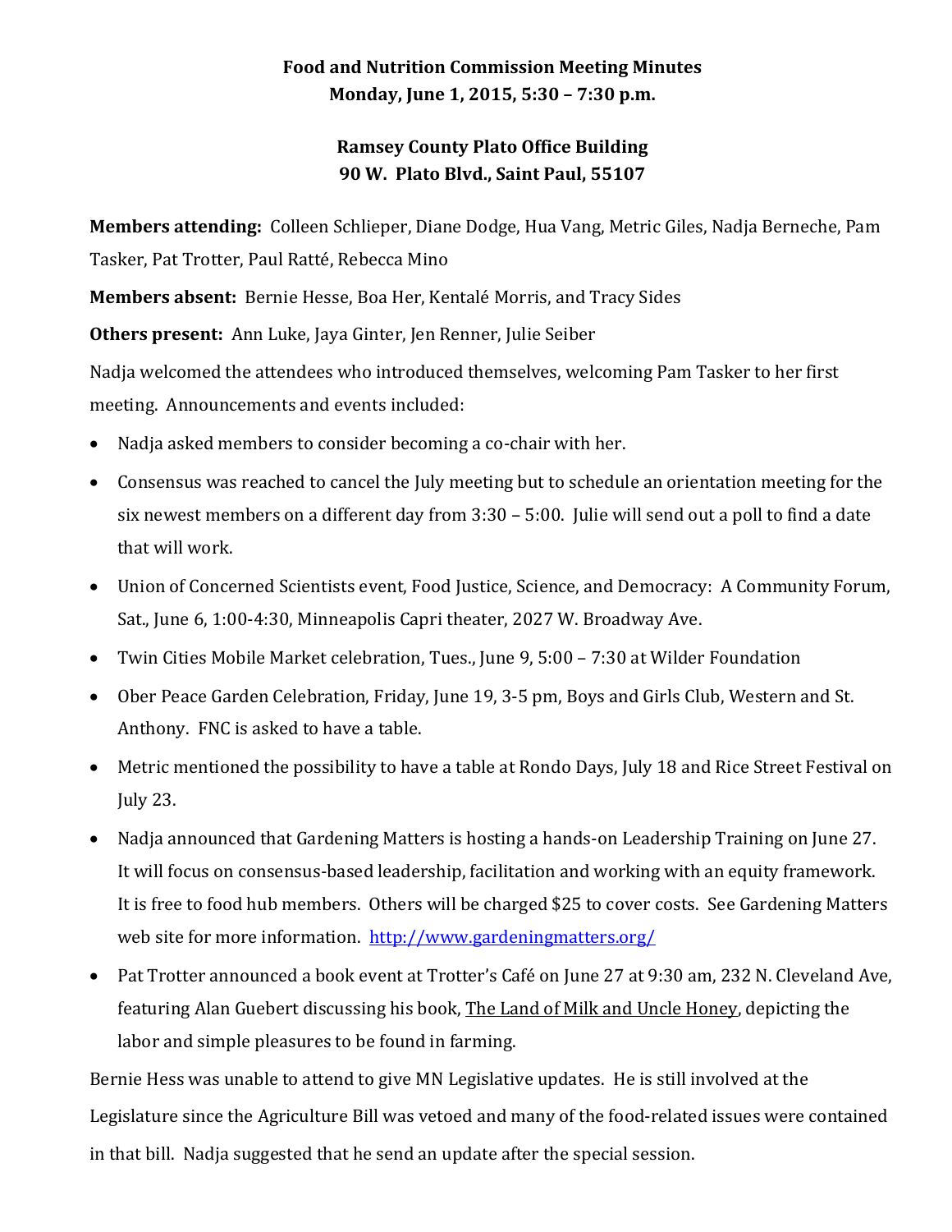# Food and Nutrition Commission Meeting Minutes
## Monday, June 1, 2015, 5:30 – 7:30 p.m.

## Ramsey County Plato Office Building
## 90 W. Plato Blvd., Saint Paul, 55107

**Members attending:** Colleen Schlieper, Diane Dodge, Hua Vang, Metric Giles, Nadja Berneche, Pam Tasker, Pat Trotter, Paul Ratté, Rebecca Mino

**Members absent:** Bernie Hesse, Boa Her, Kentalé Morris, and Tracy Sides

**Others present:** Ann Luke, Jaya Ginter, Jen Renner, Julie Seiber

Nadja welcomed the attendees who introduced themselves, welcoming Pam Tasker to her first meeting. Announcements and events included:

- Nadja asked members to consider becoming a co-chair with her.
- Consensus was reached to cancel the July meeting but to schedule an orientation meeting for the six newest members on a different day from 3:30 – 5:00. Julie will send out a poll to find a date that will work.
- Union of Concerned Scientists event, Food Justice, Science, and Democracy: A Community Forum, Sat., June 6, 1:00-4:30, Minneapolis Capri theater, 2027 W. Broadway Ave.
- Twin Cities Mobile Market celebration, Tues., June 9, 5:00 – 7:30 at Wilder Foundation
- Ober Peace Garden Celebration, Friday, June 19, 3-5 pm, Boys and Girls Club, Western and St. Anthony. FNC is asked to have a table.
- Metric mentioned the possibility to have a table at Rondo Days, July 18 and Rice Street Festival on July 23.
- Nadja announced that Gardening Matters is hosting a hands-on Leadership Training on June 27. It will focus on consensus-based leadership, facilitation and working with an equity framework. It is free to food hub members. Others will be charged $25 to cover costs. See Gardening Matters web site for more information. http://www.gardeningmatters.org/
- Pat Trotter announced a book event at Trotter's Café on June 27 at 9:30 am, 232 N. Cleveland Ave, featuring Alan Guebert discussing his book, The Land of Milk and Uncle Honey, depicting the labor and simple pleasures to be found in farming.

Bernie Hess was unable to attend to give MN Legislative updates. He is still involved at the Legislature since the Agriculture Bill was vetoed and many of the food-related issues were contained in that bill. Nadja suggested that he send an update after the special session.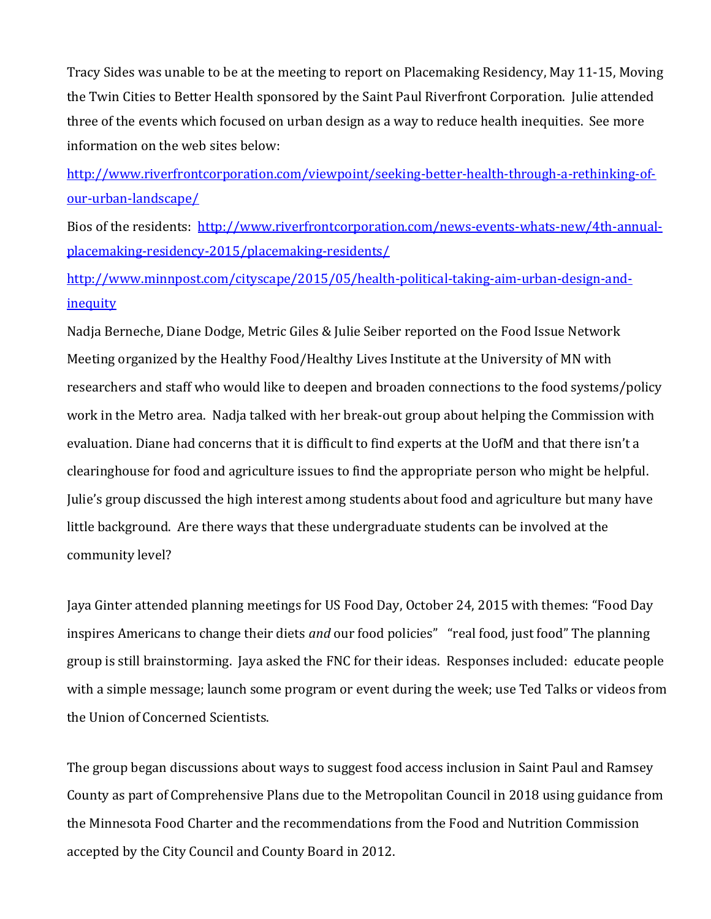Tracy Sides was unable to be at the meeting to report on Placemaking Residency, May 11-15, Moving the Twin Cities to Better Health sponsored by the Saint Paul Riverfront Corporation. Julie attended three of the events which focused on urban design as a way to reduce health inequities. See more information on the web sites below:

http://www.riverfrontcorporation.com/viewpoint/seeking-better-health-through-a-rethinking-of-our-urban-landscape/

Bios of the residents: http://www.riverfrontcorporation.com/news-events-whats-new/4th-annual-placemaking-residency-2015/placemaking-residents/

http://www.minnpost.com/cityscape/2015/05/health-political-taking-aim-urban-design-and-inequity

Nadja Berneche, Diane Dodge, Metric Giles & Julie Seiber reported on the Food Issue Network Meeting organized by the Healthy Food/Healthy Lives Institute at the University of MN with researchers and staff who would like to deepen and broaden connections to the food systems/policy work in the Metro area. Nadja talked with her break-out group about helping the Commission with evaluation. Diane had concerns that it is difficult to find experts at the UofM and that there isn't a clearinghouse for food and agriculture issues to find the appropriate person who might be helpful. Julie's group discussed the high interest among students about food and agriculture but many have little background. Are there ways that these undergraduate students can be involved at the community level?

Jaya Ginter attended planning meetings for US Food Day, October 24, 2015 with themes: "Food Day inspires Americans to change their diets *and* our food policies" "real food, just food" The planning group is still brainstorming. Jaya asked the FNC for their ideas. Responses included: educate people with a simple message; launch some program or event during the week; use Ted Talks or videos from the Union of Concerned Scientists.

The group began discussions about ways to suggest food access inclusion in Saint Paul and Ramsey County as part of Comprehensive Plans due to the Metropolitan Council in 2018 using guidance from the Minnesota Food Charter and the recommendations from the Food and Nutrition Commission accepted by the City Council and County Board in 2012.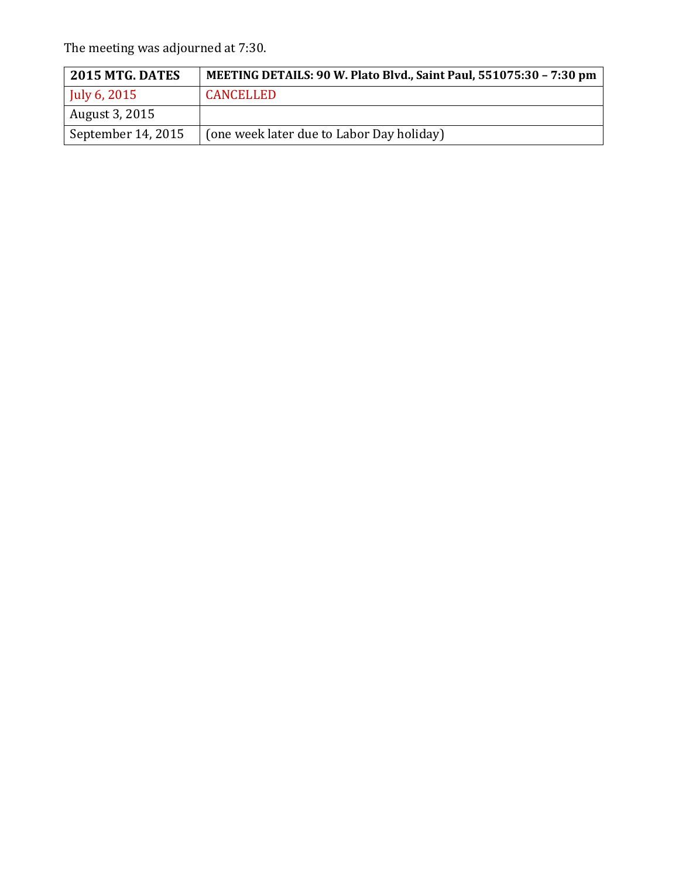The meeting was adjourned at 7:30.

| 2015 MTG. DATES | MEETING DETAILS: 90 W. Plato Blvd., Saint Paul, 551075:30 – 7:30 pm |
|---|---|
| July 6, 2015 | CANCELLED |
| August 3, 2015 | |
| September 14, 2015 | (one week later due to Labor Day holiday) |